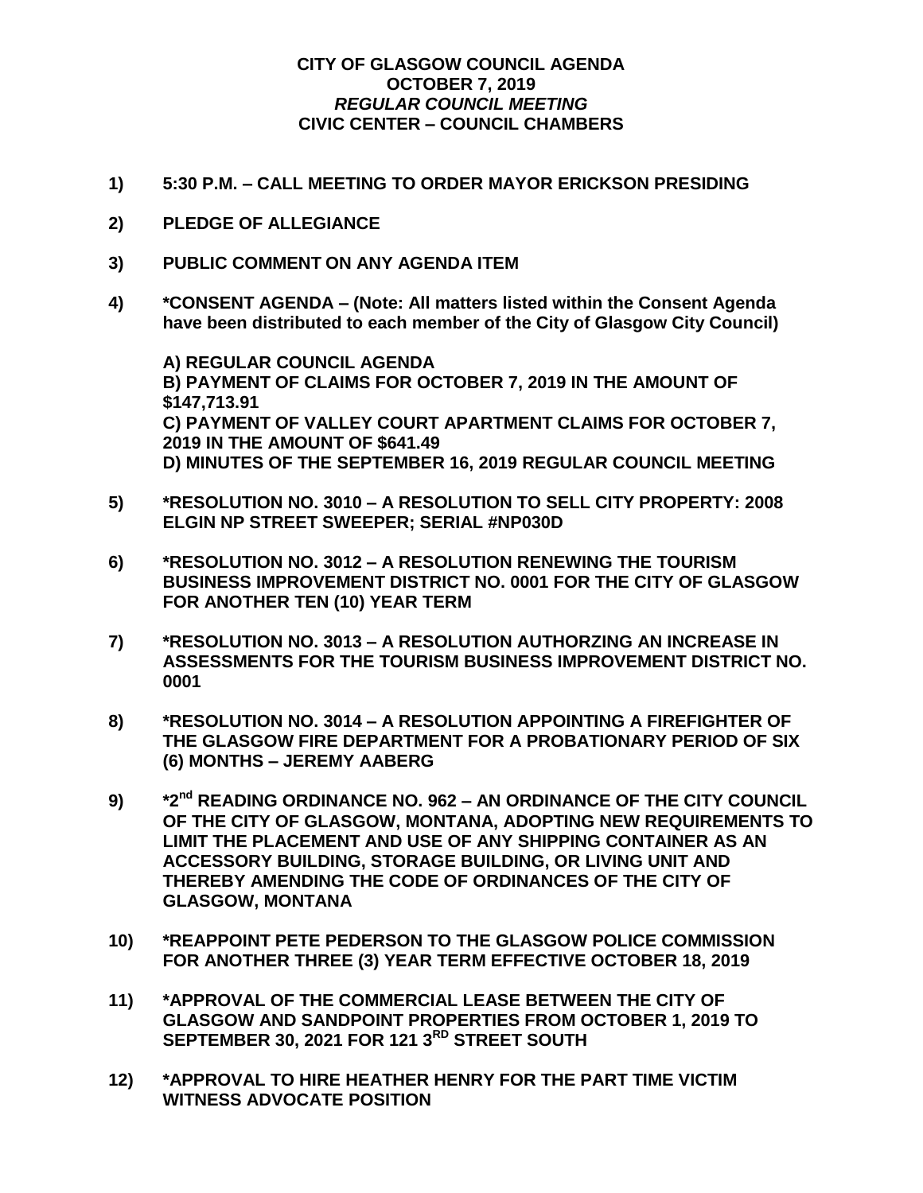# CITY OF GLASGOW COUNCIL AGENDA
## OCTOBER 7, 2019
### *REGULAR COUNCIL MEETING*
### CIVIC CENTER – COUNCIL CHAMBERS

**1) 5:30 P.M. – CALL MEETING TO ORDER MAYOR ERICKSON PRESIDING**

**2) PLEDGE OF ALLEGIANCE**

**3) PUBLIC COMMENT ON ANY AGENDA ITEM**

**4) *CONSENT AGENDA – (Note: All matters listed within the Consent Agenda have been distributed to each member of the City of Glasgow City Council)**

**A) REGULAR COUNCIL AGENDA**
**B) PAYMENT OF CLAIMS FOR OCTOBER 7, 2019 IN THE AMOUNT OF $147,713.91**
**C) PAYMENT OF VALLEY COURT APARTMENT CLAIMS FOR OCTOBER 7, 2019 IN THE AMOUNT OF $641.49**
**D) MINUTES OF THE SEPTEMBER 16, 2019 REGULAR COUNCIL MEETING**

**5) *RESOLUTION NO. 3010 – A RESOLUTION TO SELL CITY PROPERTY: 2008 ELGIN NP STREET SWEEPER; SERIAL #NP030D**

**6) *RESOLUTION NO. 3012 – A RESOLUTION RENEWING THE TOURISM BUSINESS IMPROVEMENT DISTRICT NO. 0001 FOR THE CITY OF GLASGOW FOR ANOTHER TEN (10) YEAR TERM**

**7) *RESOLUTION NO. 3013 – A RESOLUTION AUTHORZING AN INCREASE IN ASSESSMENTS FOR THE TOURISM BUSINESS IMPROVEMENT DISTRICT NO. 0001**

**8) *RESOLUTION NO. 3014 – A RESOLUTION APPOINTING A FIREFIGHTER OF THE GLASGOW FIRE DEPARTMENT FOR A PROBATIONARY PERIOD OF SIX (6) MONTHS – JEREMY AABERG**

**9) *2nd READING ORDINANCE NO. 962 – AN ORDINANCE OF THE CITY COUNCIL OF THE CITY OF GLASGOW, MONTANA, ADOPTING NEW REQUIREMENTS TO LIMIT THE PLACEMENT AND USE OF ANY SHIPPING CONTAINER AS AN ACCESSORY BUILDING, STORAGE BUILDING, OR LIVING UNIT AND THEREBY AMENDING THE CODE OF ORDINANCES OF THE CITY OF GLASGOW, MONTANA**

**10) *REAPPOINT PETE PEDERSON TO THE GLASGOW POLICE COMMISSION FOR ANOTHER THREE (3) YEAR TERM EFFECTIVE OCTOBER 18, 2019**

**11) *APPROVAL OF THE COMMERCIAL LEASE BETWEEN THE CITY OF GLASGOW AND SANDPOINT PROPERTIES FROM OCTOBER 1, 2019 TO SEPTEMBER 30, 2021 FOR 121 3RD STREET SOUTH**

**12) *APPROVAL TO HIRE HEATHER HENRY FOR THE PART TIME VICTIM WITNESS ADVOCATE POSITION**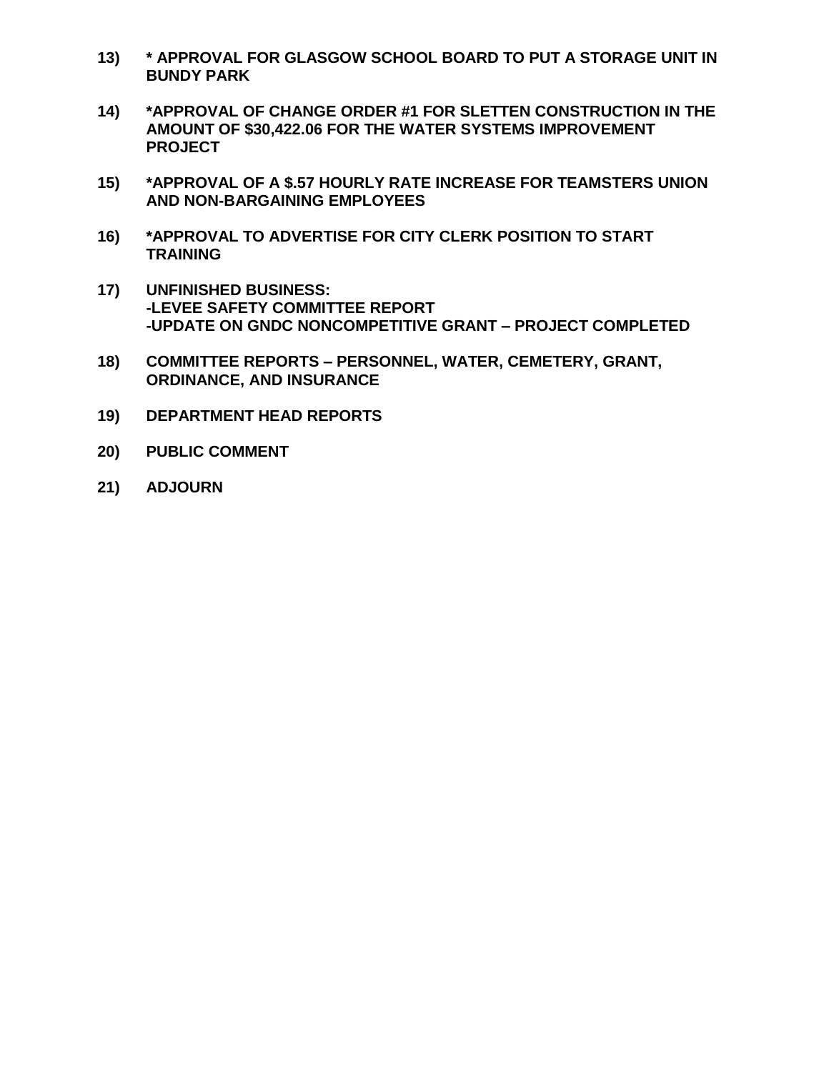**13) \* APPROVAL FOR GLASGOW SCHOOL BOARD TO PUT A STORAGE UNIT IN BUNDY PARK**

**14) \*APPROVAL OF CHANGE ORDER #1 FOR SLETTEN CONSTRUCTION IN THE AMOUNT OF $30,422.06 FOR THE WATER SYSTEMS IMPROVEMENT PROJECT**

**15) \*APPROVAL OF A $.57 HOURLY RATE INCREASE FOR TEAMSTERS UNION AND NON-BARGAINING EMPLOYEES**

**16) \*APPROVAL TO ADVERTISE FOR CITY CLERK POSITION TO START TRAINING**

**17) UNFINISHED BUSINESS:**
**-LEVEE SAFETY COMMITTEE REPORT**
**-UPDATE ON GNDC NONCOMPETITIVE GRANT – PROJECT COMPLETED**

**18) COMMITTEE REPORTS – PERSONNEL, WATER, CEMETERY, GRANT, ORDINANCE, AND INSURANCE**

**19) DEPARTMENT HEAD REPORTS**

**20) PUBLIC COMMENT**

**21) ADJOURN**